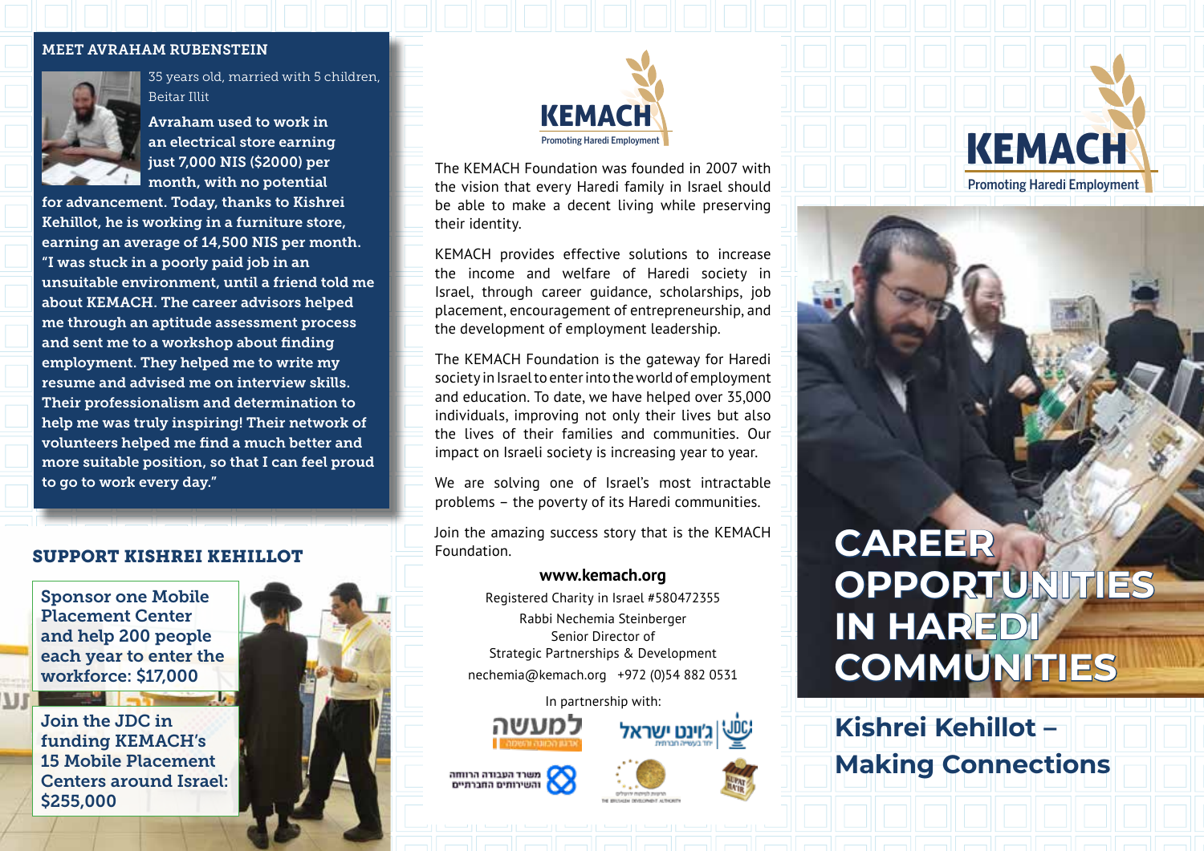## MEET AVRAHAM RUBENSTEIN

35 years old, married with 5 children, Beitar Illit

**Avraham used to work in an electrical store earning just 7,000 NIS ($2000) per month, with no potential for advancement. Today, thanks to Kishrei Kehillot, he is working in a furniture store, earning an average of 14,500 NIS per month. "I was stuck in a poorly paid job in an unsuitable environment, until a friend told me about KEMACH. The career advisors helped me through an aptitude assessment process and sent me to a workshop about finding employment. They helped me to write my resume and advised me on interview skills. Their professionalism and determination to help me was truly inspiring! Their network of volunteers helped me find a much better and more suitable position, so that I can feel proud to go to work every day."**

## SUPPORT KISHREI KEHILLOT

**Sponsor one Mobile Placement Center and help 200 people each year to enter the workforce: $17,000**

**Join the JDC in funding KEMACH's 15 Mobile Placement Centers around Israel: $255,000**

KEMACH
Promoting Haredi Employment

The KEMACH Foundation was founded in 2007 with the vision that every Haredi family in Israel should be able to make a decent living while preserving their identity.

KEMACH provides effective solutions to increase the income and welfare of Haredi society in Israel, through career guidance, scholarships, job placement, encouragement of entrepreneurship, and the development of employment leadership.

The KEMACH Foundation is the gateway for Haredi society in Israel to enter into the world of employment and education. To date, we have helped over 35,000 individuals, improving not only their lives but also the lives of their families and communities. Our impact on Israeli society is increasing year to year.

We are solving one of Israel's most intractable problems – the poverty of its Haredi communities.

Join the amazing success story that is the KEMACH Foundation.

**www.kemach.org**

Registered Charity in Israel #580472355

Rabbi Nechemia Steinberger
Senior Director of
Strategic Partnerships & Development

nechemia@kemach.org +972 (0)54 882 0531

In partnership with:

למעשה

JDC ג'וינט ישראל

משרד העבודה הרווחה והשירותים החברתיים

KEMACH
Promoting Haredi Employment

# CAREER OPPORTUNITIES IN HAREDI COMMUNITIES

## Kishrei Kehillot – Making Connections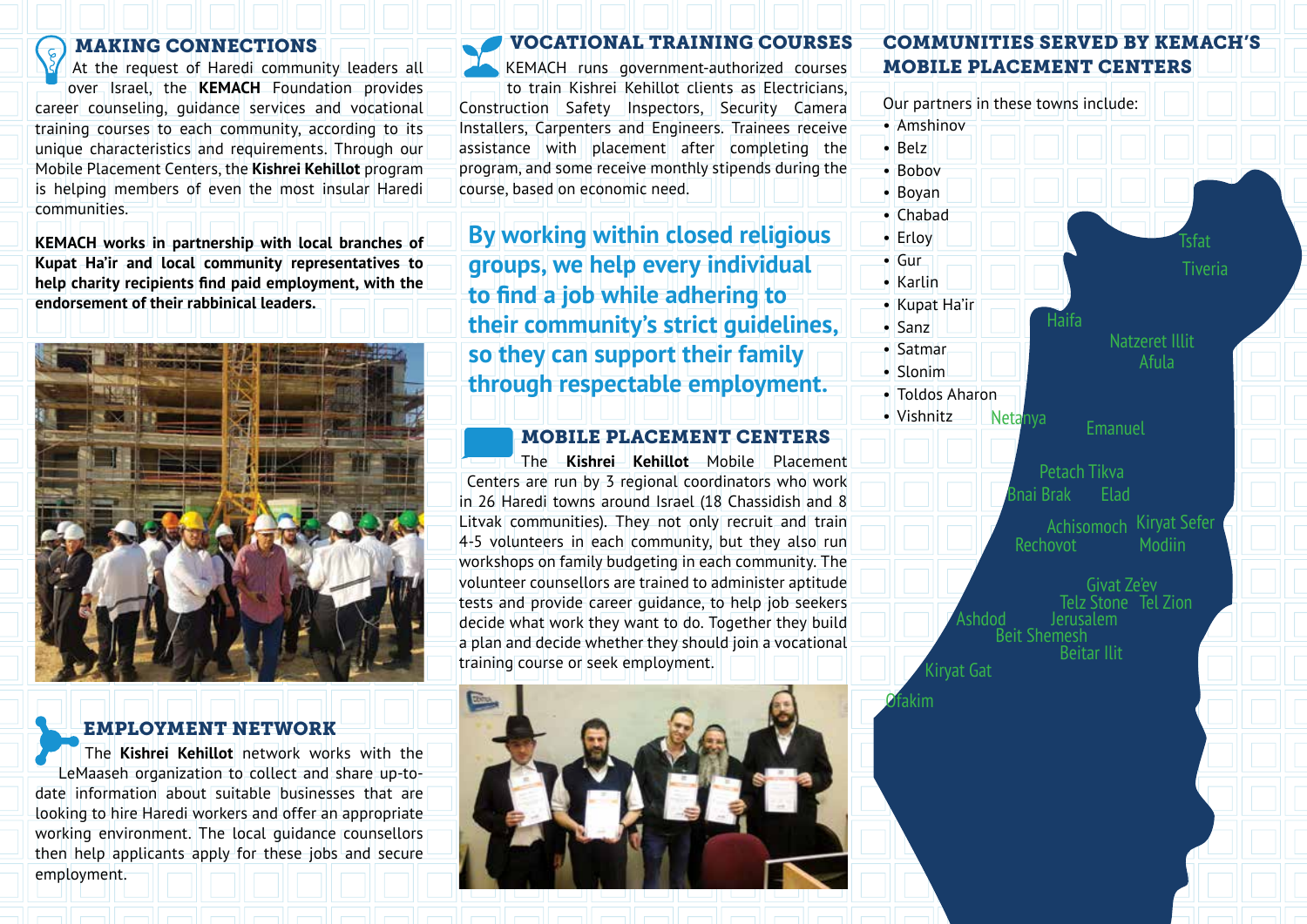## MAKING CONNECTIONS

At the request of Haredi community leaders all over Israel, the **KEMACH** Foundation provides career counseling, guidance services and vocational training courses to each community, according to its unique characteristics and requirements. Through our Mobile Placement Centers, the **Kishrei Kehillot** program is helping members of even the most insular Haredi communities.

**KEMACH works in partnership with local branches of Kupat Ha'ir and local community representatives to help charity recipients find paid employment, with the endorsement of their rabbinical leaders.**

## EMPLOYMENT NETWORK

The **Kishrei Kehillot** network works with the LeMaaseh organization to collect and share up-to-date information about suitable businesses that are looking to hire Haredi workers and offer an appropriate working environment. The local guidance counsellors then help applicants apply for these jobs and secure employment.

## VOCATIONAL TRAINING COURSES

KEMACH runs government-authorized courses to train Kishrei Kehillot clients as Electricians, Construction Safety Inspectors, Security Camera Installers, Carpenters and Engineers. Trainees receive assistance with placement after completing the program, and some receive monthly stipends during the course, based on economic need.

**By working within closed religious groups, we help every individual to find a job while adhering to their community's strict guidelines, so they can support their family through respectable employment.**

## MOBILE PLACEMENT CENTERS

The **Kishrei Kehillot** Mobile Placement Centers are run by 3 regional coordinators who work in 26 Haredi towns around Israel (18 Chassidish and 8 Litvak communities). They not only recruit and train 4-5 volunteers in each community, but they also run workshops on family budgeting in each community. The volunteer counsellors are trained to administer aptitude tests and provide career guidance, to help job seekers decide what work they want to do. Together they build a plan and decide whether they should join a vocational training course or seek employment.

## COMMUNITIES SERVED BY KEMACH'S MOBILE PLACEMENT CENTERS

Our partners in these towns include:

- Amshinov
- Belz
- Bobov
- Boyan
- Chabad
- Erloy
- Gur
- Karlin
- Kupat Ha'ir
- Sanz
- Satmar
- Slonim
- Toldos Aharon
- Vishnitz

Tsfat
Tiveria
Haifa
Natzeret Illit
Afula
Netanya
Emanuel
Petach Tikva
Bnai Brak
Elad
Achisomoch
Kiryat Sefer
Rechovot
Modiin
Givat Ze'ev
Telz Stone
Tel Zion
Ashdod
Jerusalem
Beit Shemesh
Beitar Ilit
Kiryat Gat
Ofakim